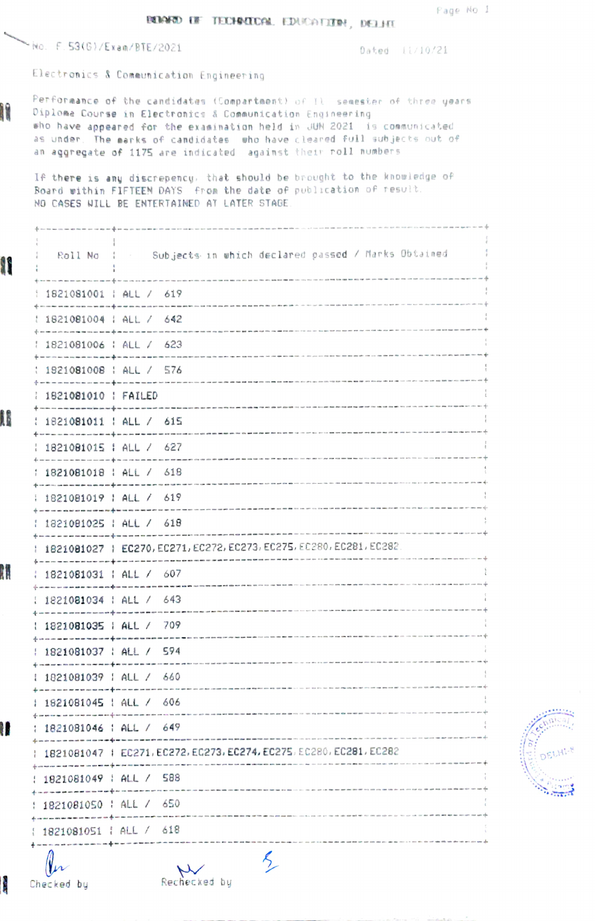# BOARD OF TECHNICAL EDUCATION, DELHI

No. F.53(G)/Exam/BTE/2021 Dated 11/10/21

Electronics & Communication Engineering

Performance of the candidates (Compartment) of II semester of three years Diploma Course in Electronics & Communication Engineering who have appeared for the examination held in JUN 2021 is communicated as under. The marks of candidates who have cleared full subjects out of an aggregate of 1175 are indicated against their roll numbers.

If there is any discrepency that should be brought to the knowledge of Board within FIFTEEN DAYS from the date of publication of result. NO CASES WILL BE ENTERTAINED AT LATER STAGE.

| Roll No | Subjects in which declared passed / Marks Obtained |
|---|---|
| 1821081001 | ALL / 619 |
| 1821081004 | ALL / 642 |
| 1821081006 | ALL / 623 |
| 1821081008 | ALL / 576 |
| 1821081010 | FAILED |
| 1821081011 | ALL / 615 |
| 1821081015 | ALL / 627 |
| 1821081018 | ALL / 618 |
| 1821081019 | ALL / 619 |
| 1821081025 | ALL / 618 |
| 1821081027 | EC270, EC271, EC272, EC273, EC275, EC280, EC281, EC282 |
| 1821081031 | ALL / 607 |
| 1821081034 | ALL / 643 |
| 1821081035 | ALL / 709 |
| 1821081037 | ALL / 594 |
| 1821081039 | ALL / 660 |
| 1821081045 | ALL / 606 |
| 1821081046 | ALL / 649 |
| 1821081047 | EC271, EC272, EC273, EC274, EC275, EC280, EC281, EC282 |
| 1821081049 | ALL / 588 |
| 1821081050 | ALL / 650 |
| 1821081051 | ALL / 618 |

Checked by Rechecked by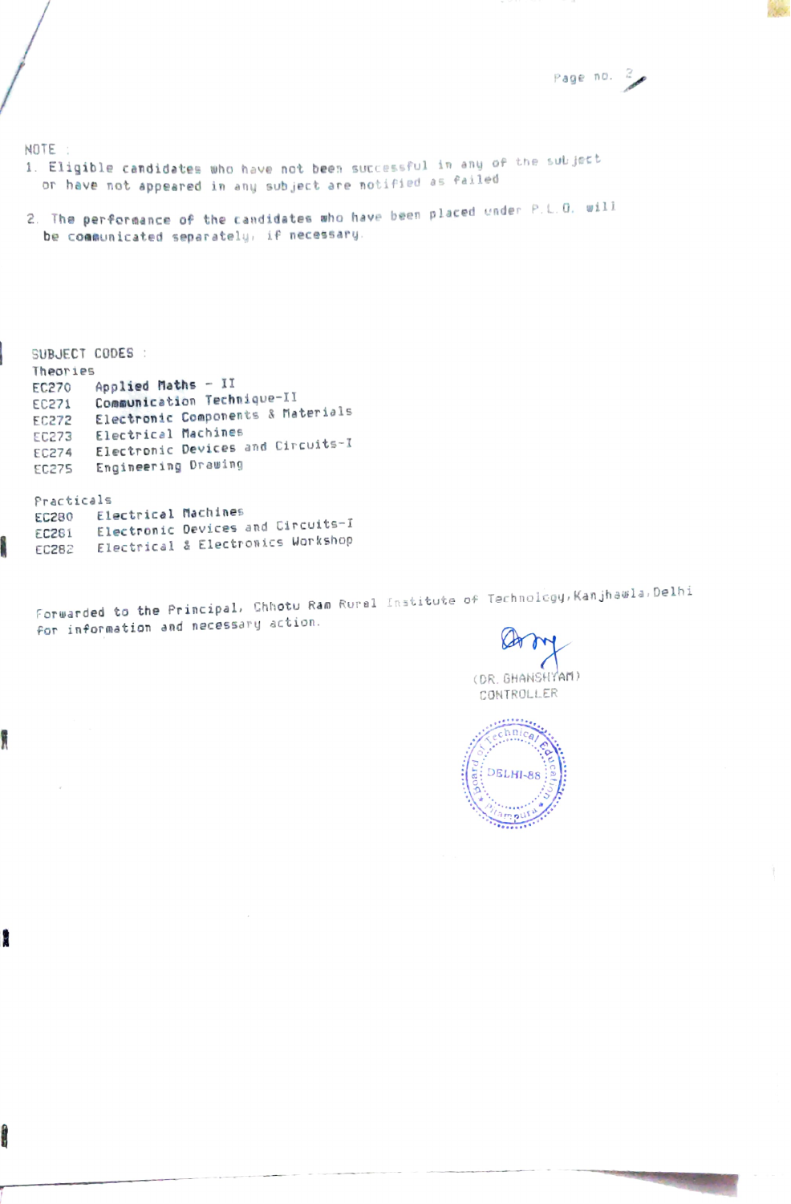NOTE :

1. Eligible candidates who have not been successful in any of the subject or have not appeared in any subject are notified as failed
2. The performance of the candidates who have been placed under P.L.O. will be communicated separately, if necessary.

SUBJECT CODES :

Theories

EC270 Applied Maths - II
EC271 Communication Technique-II
EC272 Electronic Components & Materials
EC273 Electrical Machines
EC274 Electronic Devices and Circuits-I
EC275 Engineering Drawing

Practicals

EC280 Electrical Machines
EC281 Electronic Devices and Circuits-I
EC282 Electrical & Electronics Workshop

Forwarded to the Principal, Chhotu Ram Rural Institute of Technology, Kanjhawla, Delhi for information and necessary action.

(DR. GHANSHYAM)
CONTROLLER

Board of Technical Education
DELHI-88
Pitampura